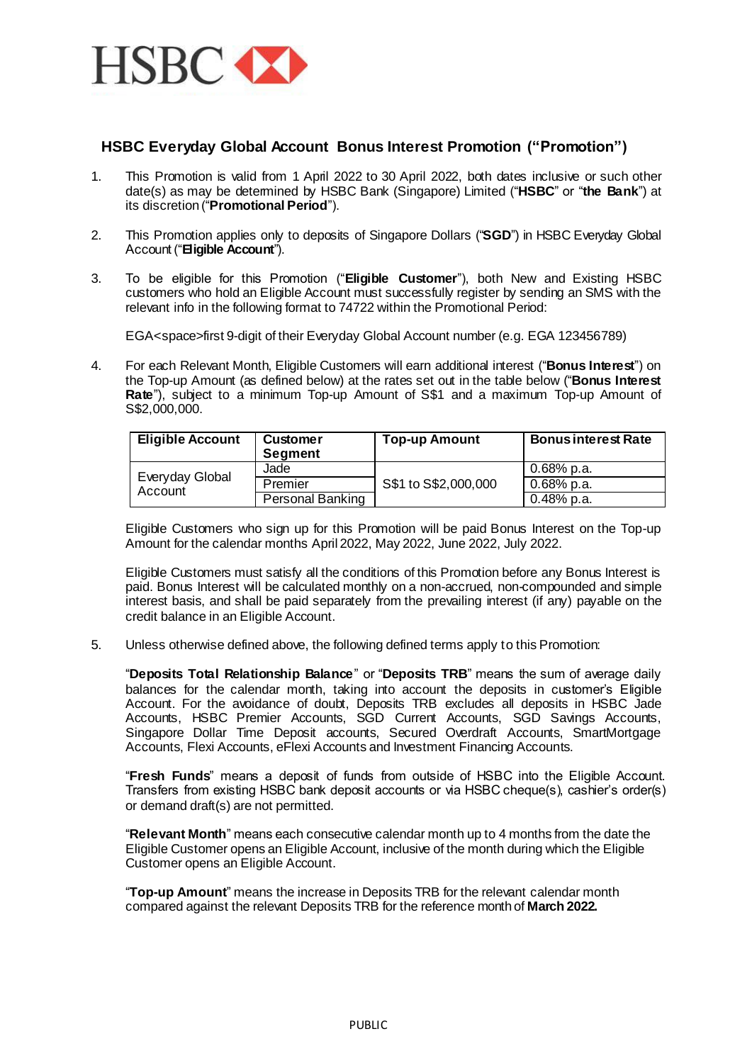HSBC

## HSBC Everyday Global Account Bonus Interest Promotion ("Promotion")

1. This Promotion is valid from 1 April 2022 to 30 April 2022, both dates inclusive or such other date(s) as may be determined by HSBC Bank (Singapore) Limited ("**HSBC**" or "**the Bank**") at its discretion ("**Promotional Period**").

2. This Promotion applies only to deposits of Singapore Dollars ("**SGD**") in HSBC Everyday Global Account ("**Eligible Account**").

3. To be eligible for this Promotion ("**Eligible Customer**"), both New and Existing HSBC customers who hold an Eligible Account must successfully register by sending an SMS with the relevant info in the following format to 74722 within the Promotional Period:

   EGA<space>first 9-digit of their Everyday Global Account number (e.g. EGA 123456789)

4. For each Relevant Month, Eligible Customers will earn additional interest ("**Bonus Interest**") on the Top-up Amount (as defined below) at the rates set out in the table below ("**Bonus Interest Rate**"), subject to a minimum Top-up Amount of S$1 and a maximum Top-up Amount of S$2,000,000.

   | Eligible Account | Customer Segment | Top-up Amount | Bonus interest Rate |
   |---|---|---|---|
   | Everyday Global Account | Jade | S$1 to S$2,000,000 | 0.68% p.a. |
   | | Premier | | 0.68% p.a. |
   | | Personal Banking | | 0.48% p.a. |

   Eligible Customers who sign up for this Promotion will be paid Bonus Interest on the Top-up Amount for the calendar months April 2022, May 2022, June 2022, July 2022.

   Eligible Customers must satisfy all the conditions of this Promotion before any Bonus Interest is paid. Bonus Interest will be calculated monthly on a non-accrued, non-compounded and simple interest basis, and shall be paid separately from the prevailing interest (if any) payable on the credit balance in an Eligible Account.

5. Unless otherwise defined above, the following defined terms apply to this Promotion:

   "**Deposits Total Relationship Balance**" or "**Deposits TRB**" means the sum of average daily balances for the calendar month, taking into account the deposits in customer's Eligible Account. For the avoidance of doubt, Deposits TRB excludes all deposits in HSBC Jade Accounts, HSBC Premier Accounts, SGD Current Accounts, SGD Savings Accounts, Singapore Dollar Time Deposit accounts, Secured Overdraft Accounts, SmartMortgage Accounts, Flexi Accounts, eFlexi Accounts and Investment Financing Accounts.

   "**Fresh Funds**" means a deposit of funds from outside of HSBC into the Eligible Account. Transfers from existing HSBC bank deposit accounts or via HSBC cheque(s), cashier's order(s) or demand draft(s) are not permitted.

   "**Relevant Month**" means each consecutive calendar month up to 4 months from the date the Eligible Customer opens an Eligible Account, inclusive of the month during which the Eligible Customer opens an Eligible Account.

   "**Top-up Amount**" means the increase in Deposits TRB for the relevant calendar month compared against the relevant Deposits TRB for the reference month of **March 2022.**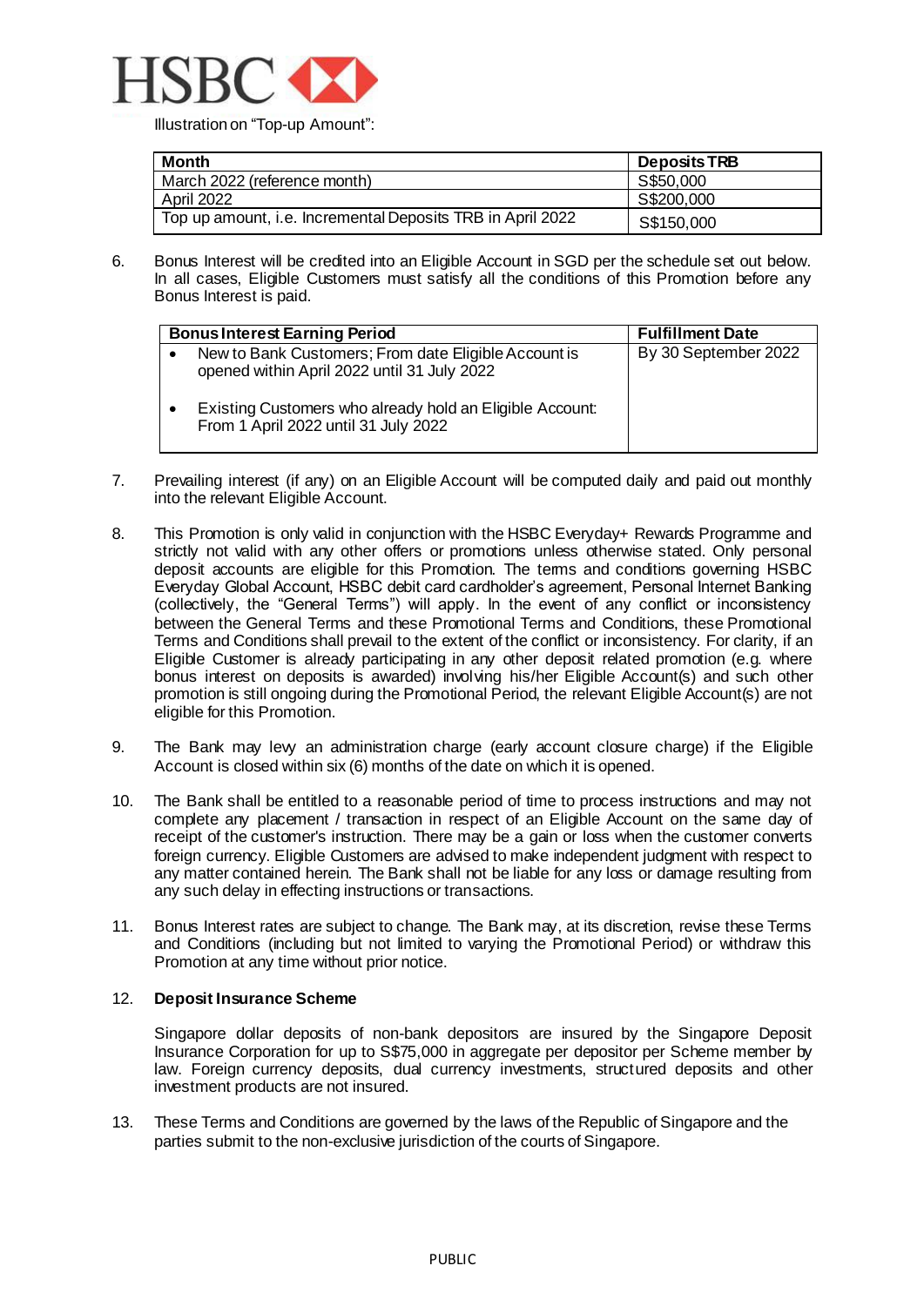Illustration on "Top-up Amount":

| Month | Deposits TRB |
|---|---|
| March 2022 (reference month) | S$50,000 |
| April 2022 | S$200,000 |
| Top up amount, i.e. Incremental Deposits TRB in April 2022 | S$150,000 |

6. Bonus Interest will be credited into an Eligible Account in SGD per the schedule set out below. In all cases, Eligible Customers must satisfy all the conditions of this Promotion before any Bonus Interest is paid.

| Bonus Interest Earning Period | Fulfillment Date |
|---|---|
| • New to Bank Customers; From date Eligible Account is opened within April 2022 until 31 July 2022<br><br>• Existing Customers who already hold an Eligible Account: From 1 April 2022 until 31 July 2022 | By 30 September 2022 |

7. Prevailing interest (if any) on an Eligible Account will be computed daily and paid out monthly into the relevant Eligible Account.

8. This Promotion is only valid in conjunction with the HSBC Everyday+ Rewards Programme and strictly not valid with any other offers or promotions unless otherwise stated. Only personal deposit accounts are eligible for this Promotion. The terms and conditions governing HSBC Everyday Global Account, HSBC debit card cardholder's agreement, Personal Internet Banking (collectively, the "General Terms") will apply. In the event of any conflict or inconsistency between the General Terms and these Promotional Terms and Conditions, these Promotional Terms and Conditions shall prevail to the extent of the conflict or inconsistency. For clarity, if an Eligible Customer is already participating in any other deposit related promotion (e.g. where bonus interest on deposits is awarded) involving his/her Eligible Account(s) and such other promotion is still ongoing during the Promotional Period, the relevant Eligible Account(s) are not eligible for this Promotion.

9. The Bank may levy an administration charge (early account closure charge) if the Eligible Account is closed within six (6) months of the date on which it is opened.

10. The Bank shall be entitled to a reasonable period of time to process instructions and may not complete any placement / transaction in respect of an Eligible Account on the same day of receipt of the customer's instruction. There may be a gain or loss when the customer converts foreign currency. Eligible Customers are advised to make independent judgment with respect to any matter contained herein. The Bank shall not be liable for any loss or damage resulting from any such delay in effecting instructions or transactions.

11. Bonus Interest rates are subject to change. The Bank may, at its discretion, revise these Terms and Conditions (including but not limited to varying the Promotional Period) or withdraw this Promotion at any time without prior notice.

12. **Deposit Insurance Scheme**

    Singapore dollar deposits of non-bank depositors are insured by the Singapore Deposit Insurance Corporation for up to S$75,000 in aggregate per depositor per Scheme member by law. Foreign currency deposits, dual currency investments, structured deposits and other investment products are not insured.

13. These Terms and Conditions are governed by the laws of the Republic of Singapore and the parties submit to the non-exclusive jurisdiction of the courts of Singapore.